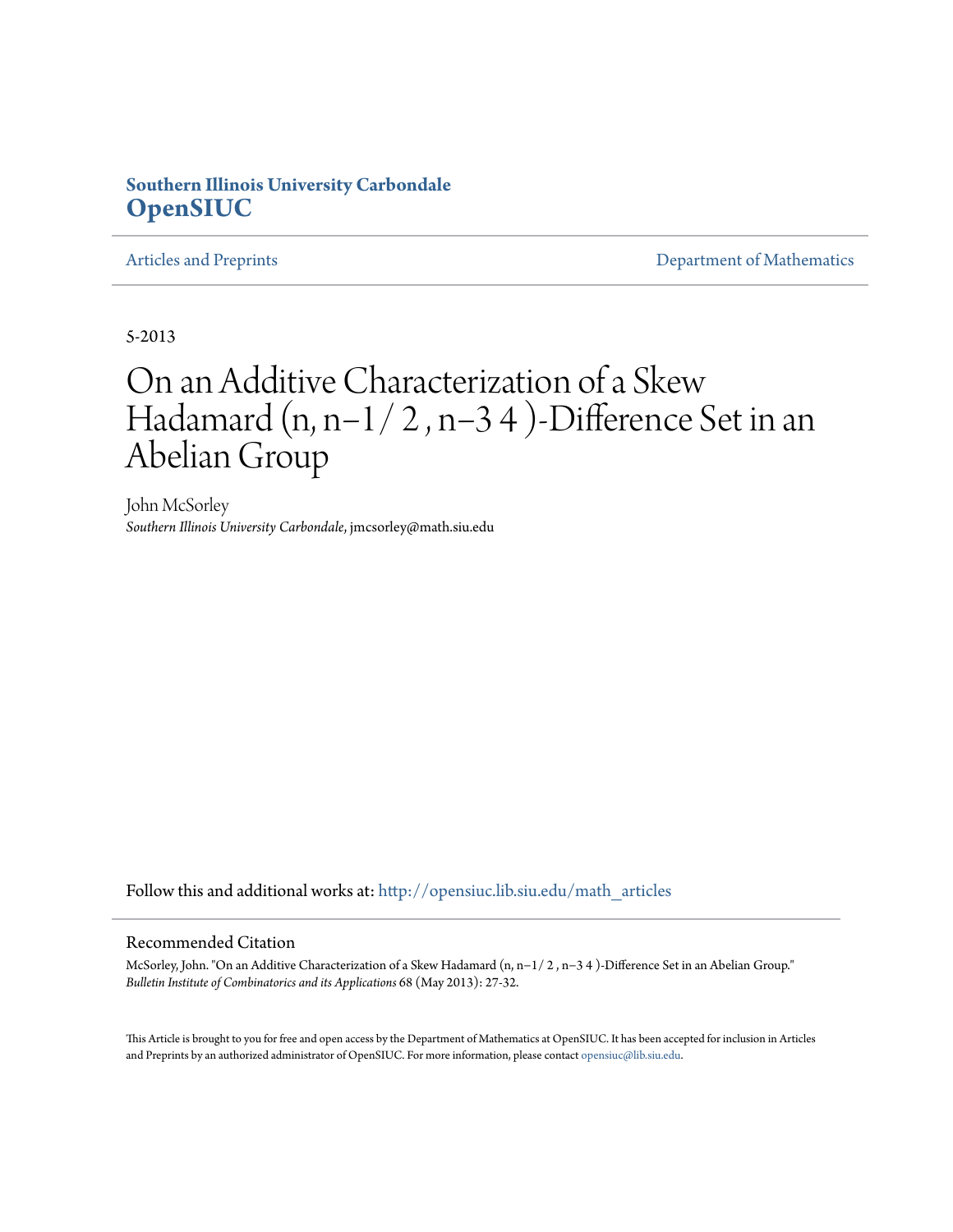**Southern Illinois University Carbondale**
**OpenSIUC**

Articles and Preprints | Department of Mathematics

5-2013

# On an Additive Characterization of a Skew Hadamard (n, n−1/ 2 , n−3 4 )-Difference Set in an Abelian Group

John McSorley
*Southern Illinois University Carbondale*, jmcsorley@math.siu.edu

Follow this and additional works at: http://opensiuc.lib.siu.edu/math_articles

## Recommended Citation

McSorley, John. "On an Additive Characterization of a Skew Hadamard (n, n−1/ 2 , n−3 4 )-Difference Set in an Abelian Group." *Bulletin Institute of Combinatorics and its Applications* 68 (May 2013): 27-32.

This Article is brought to you for free and open access by the Department of Mathematics at OpenSIUC. It has been accepted for inclusion in Articles and Preprints by an authorized administrator of OpenSIUC. For more information, please contact opensiuc@lib.siu.edu.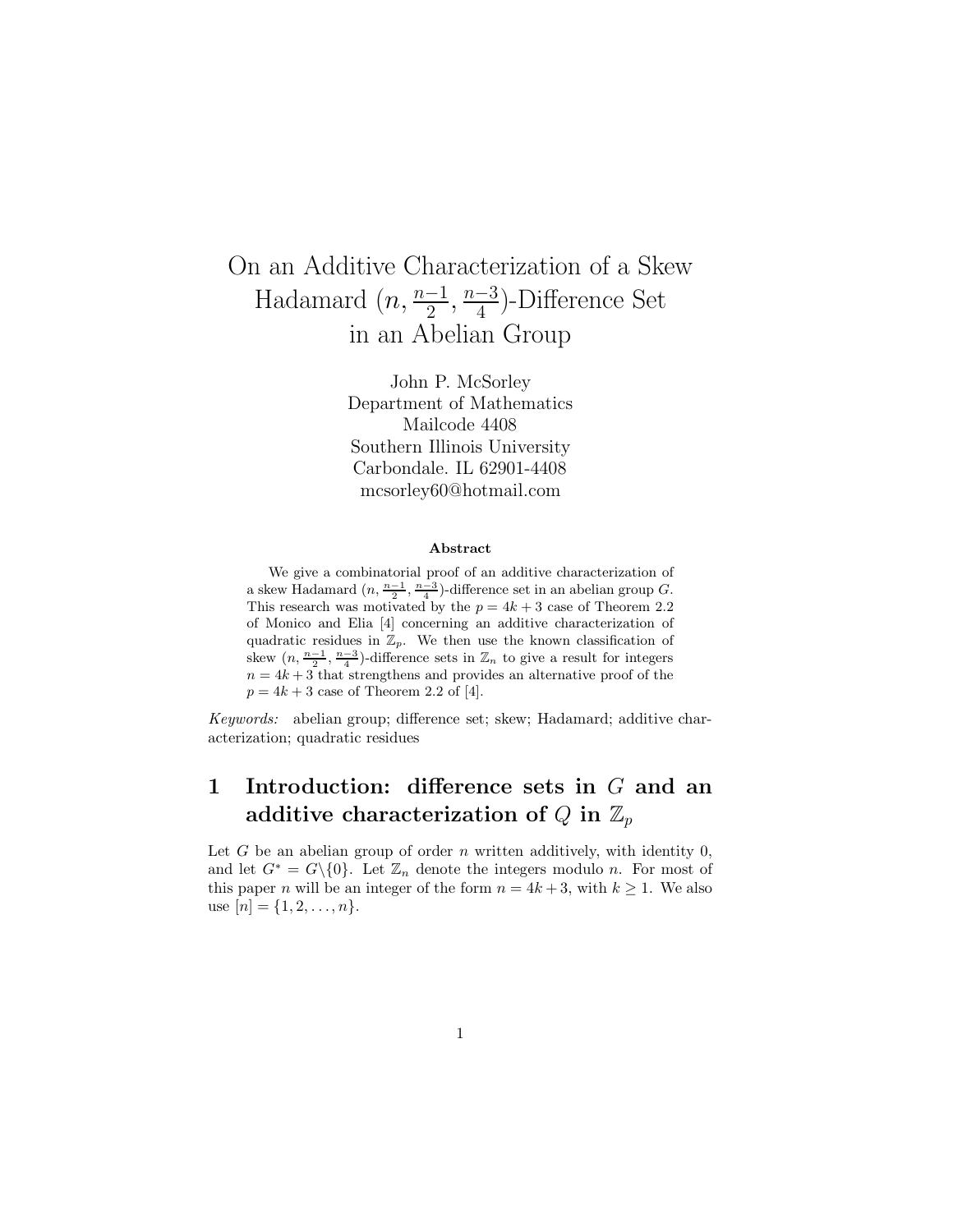# On an Additive Characterization of a Skew Hadamard $(n, \frac{n-1}{2}, \frac{n-3}{4})$-Difference Set in an Abelian Group

John P. McSorley
Department of Mathematics
Mailcode 4408
Southern Illinois University
Carbondale. IL 62901-4408
mcsorley60@hotmail.com

**Abstract**

We give a combinatorial proof of an additive characterization of a skew Hadamard $(n, \frac{n-1}{2}, \frac{n-3}{4})$-difference set in an abelian group $G$. This research was motivated by the $p = 4k+3$ case of Theorem 2.2 of Monico and Elia [4] concerning an additive characterization of quadratic residues in $\mathbb{Z}_p$. We then use the known classification of skew $(n, \frac{n-1}{2}, \frac{n-3}{4})$-difference sets in $\mathbb{Z}_n$ to give a result for integers $n = 4k+3$ that strengthens and provides an alternative proof of the $p = 4k+3$ case of Theorem 2.2 of [4].

*Keywords:* abelian group; difference set; skew; Hadamard; additive characterization; quadratic residues

## 1 Introduction: difference sets in $G$ and an additive characterization of $Q$ in $\mathbb{Z}_p$

Let $G$ be an abelian group of order $n$ written additively, with identity 0, and let $G^* = G \backslash \{0\}$. Let $\mathbb{Z}_n$ denote the integers modulo $n$. For most of this paper $n$ will be an integer of the form $n = 4k+3$, with $k \geq 1$. We also use $[n] = \{1, 2, \ldots, n\}$.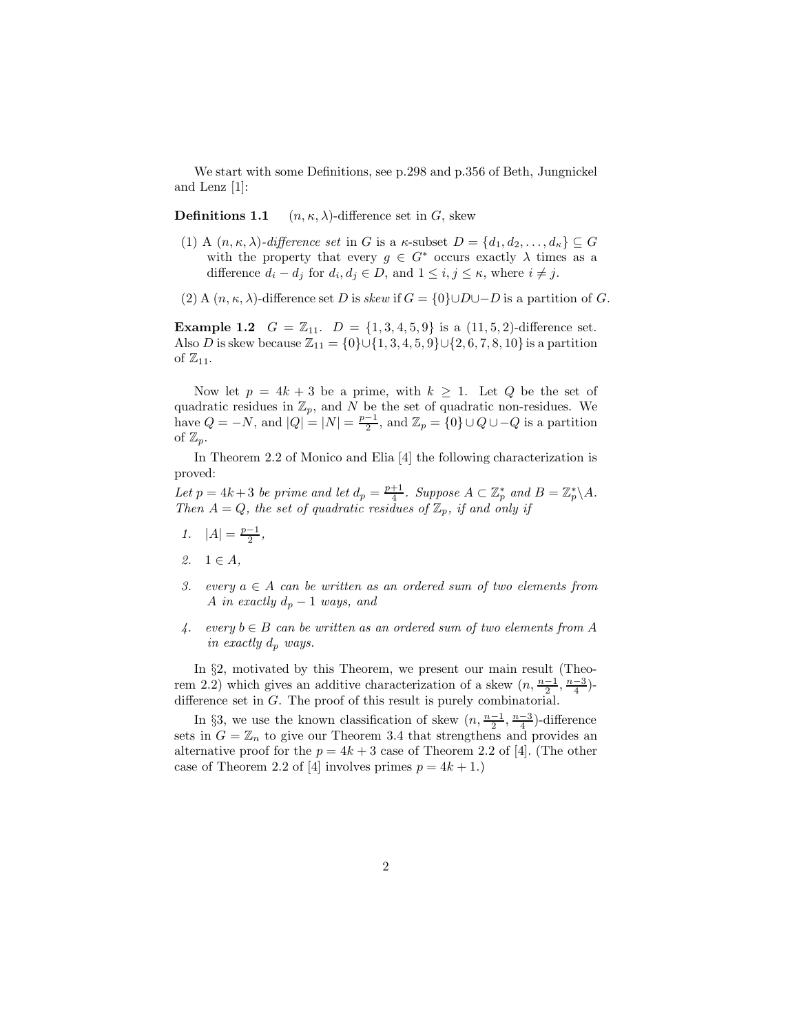We start with some Definitions, see p.298 and p.356 of Beth, Jungnickel and Lenz [1]:

**Definitions 1.1** $(n, \kappa, \lambda)$-difference set in $G$, skew

(1) A $(n, \kappa, \lambda)$-*difference set* in $G$ is a $\kappa$-subset $D = \{d_1, d_2, \ldots, d_\kappa\} \subseteq G$ with the property that every $g \in G^*$ occurs exactly $\lambda$ times as a difference $d_i - d_j$ for $d_i, d_j \in D$, and $1 \leq i, j \leq \kappa$, where $i \neq j$.

(2) A $(n, \kappa, \lambda)$-difference set $D$ is *skew* if $G = \{0\} \cup D \cup -D$ is a partition of $G$.

**Example 1.2** $G = \mathbb{Z}_{11}$. $D = \{1, 3, 4, 5, 9\}$ is a $(11, 5, 2)$-difference set. Also $D$ is skew because $\mathbb{Z}_{11} = \{0\} \cup \{1, 3, 4, 5, 9\} \cup \{2, 6, 7, 8, 10\}$ is a partition of $\mathbb{Z}_{11}$.

Now let $p = 4k + 3$ be a prime, with $k \geq 1$. Let $Q$ be the set of quadratic residues in $\mathbb{Z}_p$, and $N$ be the set of quadratic non-residues. We have $Q = -N$, and $|Q| = |N| = \frac{p-1}{2}$, and $\mathbb{Z}_p = \{0\} \cup Q \cup -Q$ is a partition of $\mathbb{Z}_p$.

In Theorem 2.2 of Monico and Elia [4] the following characterization is proved:

*Let $p = 4k+3$ be prime and let $d_p = \frac{p+1}{4}$. Suppose $A \subset \mathbb{Z}_p^*$ and $B = \mathbb{Z}_p^* \backslash A$. Then $A = Q$, the set of quadratic residues of $\mathbb{Z}_p$, if and only if*

1. $|A| = \frac{p-1}{2}$,
2. $1 \in A$,
3. *every $a \in A$ can be written as an ordered sum of two elements from $A$ in exactly $d_p - 1$ ways, and*
4. *every $b \in B$ can be written as an ordered sum of two elements from $A$ in exactly $d_p$ ways.*

In §2, motivated by this Theorem, we present our main result (Theorem 2.2) which gives an additive characterization of a skew $(n, \frac{n-1}{2}, \frac{n-3}{4})$-difference set in $G$. The proof of this result is purely combinatorial.

In §3, we use the known classification of skew $(n, \frac{n-1}{2}, \frac{n-3}{4})$-difference sets in $G = \mathbb{Z}_n$ to give our Theorem 3.4 that strengthens and provides an alternative proof for the $p = 4k + 3$ case of Theorem 2.2 of [4]. (The other case of Theorem 2.2 of [4] involves primes $p = 4k + 1$.)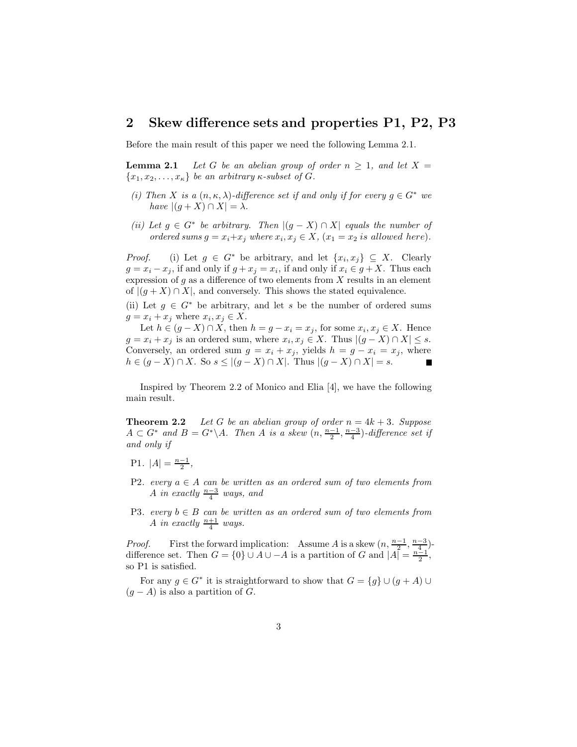## 2 Skew difference sets and properties P1, P2, P3

Before the main result of this paper we need the following Lemma 2.1.

**Lemma 2.1** *Let $G$ be an abelian group of order $n \geq 1$, and let $X = \{x_1, x_2, \ldots, x_\kappa\}$ be an arbitrary $\kappa$-subset of $G$.*

- *(i) Then $X$ is a $(n, \kappa, \lambda)$-difference set if and only if for every $g \in G^*$ we have $|(g + X) \cap X| = \lambda$.*
- *(ii) Let $g \in G^*$ be arbitrary. Then $|(g - X) \cap X|$ equals the number of ordered sums $g = x_i + x_j$ where $x_i, x_j \in X$, ($x_1 = x_2$ is allowed here).*

*Proof.* (i) Let $g \in G^*$ be arbitrary, and let $\{x_i, x_j\} \subseteq X$. Clearly $g = x_i - x_j$, if and only if $g + x_j = x_i$, if and only if $x_i \in g + X$. Thus each expression of $g$ as a difference of two elements from $X$ results in an element of $|(g + X) \cap X|$, and conversely. This shows the stated equivalence.

(ii) Let $g \in G^*$ be arbitrary, and let $s$ be the number of ordered sums $g = x_i + x_j$ where $x_i, x_j \in X$.

Let $h \in (g - X) \cap X$, then $h = g - x_i = x_j$, for some $x_i, x_j \in X$. Hence $g = x_i + x_j$ is an ordered sum, where $x_i, x_j \in X$. Thus $|(g - X) \cap X| \leq s$. Conversely, an ordered sum $g = x_i + x_j$, yields $h = g - x_i = x_j$, where $h \in (g - X) \cap X$. So $s \leq |(g - X) \cap X|$. Thus $|(g - X) \cap X| = s$. ∎

Inspired by Theorem 2.2 of Monico and Elia [4], we have the following main result.

**Theorem 2.2** *Let $G$ be an abelian group of order $n = 4k + 3$. Suppose $A \subset G^*$ and $B = G^* \backslash A$. Then $A$ is a skew $(n, \frac{n-1}{2}, \frac{n-3}{4})$-difference set if and only if*

- P1. $|A| = \frac{n-1}{2}$,
- P2. *every $a \in A$ can be written as an ordered sum of two elements from $A$ in exactly $\frac{n-3}{4}$ ways, and*
- P3. *every $b \in B$ can be written as an ordered sum of two elements from $A$ in exactly $\frac{n+1}{4}$ ways.*

*Proof.* First the forward implication: Assume $A$ is a skew $(n, \frac{n-1}{2}, \frac{n-3}{4})$-difference set. Then $G = \{0\} \cup A \cup -A$ is a partition of $G$ and $|A| = \frac{n-1}{2}$, so P1 is satisfied.

For any $g \in G^*$ it is straightforward to show that $G = \{g\} \cup (g + A) \cup (g - A)$ is also a partition of $G$.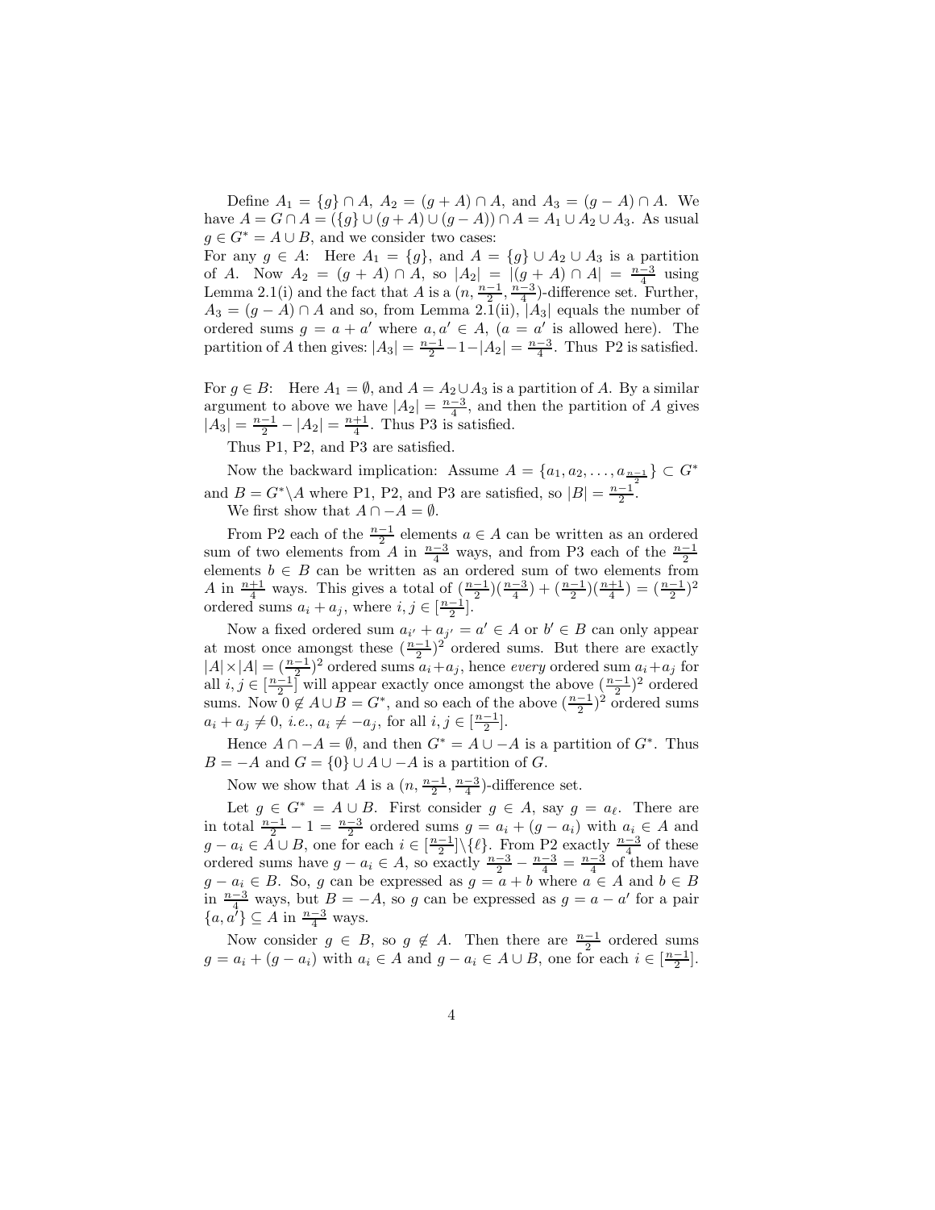Define $A_1 = \{g\} \cap A$, $A_2 = (g + A) \cap A$, and $A_3 = (g - A) \cap A$. We have $A = G \cap A = (\{g\} \cup (g + A) \cup (g - A)) \cap A = A_1 \cup A_2 \cup A_3$. As usual $g \in G^* = A \cup B$, and we consider two cases:

For any $g \in A$: Here $A_1 = \{g\}$, and $A = \{g\} \cup A_2 \cup A_3$ is a partition of $A$. Now $A_2 = (g + A) \cap A$, so $|A_2| = |(g + A) \cap A| = \frac{n-3}{4}$ using Lemma 2.1(i) and the fact that $A$ is a $(n, \frac{n-1}{2}, \frac{n-3}{4})$-difference set. Further, $A_3 = (g - A) \cap A$ and so, from Lemma 2.1(ii), $|A_3|$ equals the number of ordered sums $g = a + a'$ where $a, a' \in A$, ($a = a'$ is allowed here). The partition of $A$ then gives: $|A_3| = \frac{n-1}{2} - 1 - |A_2| = \frac{n-3}{4}$. Thus P2 is satisfied.

For $g \in B$: Here $A_1 = \emptyset$, and $A = A_2 \cup A_3$ is a partition of $A$. By a similar argument to above we have $|A_2| = \frac{n-3}{4}$, and then the partition of $A$ gives $|A_3| = \frac{n-1}{2} - |A_2| = \frac{n+1}{4}$. Thus P3 is satisfied.

Thus P1, P2, and P3 are satisfied.

Now the backward implication: Assume $A = \{a_1, a_2, \ldots, a_{\frac{n-1}{2}}\} \subset G^*$ and $B = G^* \backslash A$ where P1, P2, and P3 are satisfied, so $|B| = \frac{n-1}{2}$.

We first show that $A \cap -A = \emptyset$.

From P2 each of the $\frac{n-1}{2}$ elements $a \in A$ can be written as an ordered sum of two elements from $A$ in $\frac{n-3}{4}$ ways, and from P3 each of the $\frac{n-1}{2}$ elements $b \in B$ can be written as an ordered sum of two elements from $A$ in $\frac{n+1}{4}$ ways. This gives a total of $(\frac{n-1}{2})(\frac{n-3}{4}) + (\frac{n-1}{2})(\frac{n+1}{4}) = (\frac{n-1}{2})^2$ ordered sums $a_i + a_j$, where $i, j \in [\frac{n-1}{2}]$.

Now a fixed ordered sum $a_{i'} + a_{j'} = a' \in A$ or $b' \in B$ can only appear at most once amongst these $(\frac{n-1}{2})^2$ ordered sums. But there are exactly $|A| \times |A| = (\frac{n-1}{2})^2$ ordered sums $a_i + a_j$, hence *every* ordered sum $a_i + a_j$ for all $i, j \in [\frac{n-1}{2}]$ will appear exactly once amongst the above $(\frac{n-1}{2})^2$ ordered sums. Now $0 \notin A \cup B = G^*$, and so each of the above $(\frac{n-1}{2})^2$ ordered sums $a_i + a_j \neq 0$, *i.e.*, $a_i \neq -a_j$, for all $i, j \in [\frac{n-1}{2}]$.

Hence $A \cap -A = \emptyset$, and then $G^* = A \cup -A$ is a partition of $G^*$. Thus $B = -A$ and $G = \{0\} \cup A \cup -A$ is a partition of $G$.

Now we show that $A$ is a $(n, \frac{n-1}{2}, \frac{n-3}{4})$-difference set.

Let $g \in G^* = A \cup B$. First consider $g \in A$, say $g = a_\ell$. There are in total $\frac{n-1}{2} - 1 = \frac{n-3}{2}$ ordered sums $g = a_i + (g - a_i)$ with $a_i \in A$ and $g - a_i \in A \cup B$, one for each $i \in [\frac{n-1}{2}] \backslash \{\ell\}$. From P2 exactly $\frac{n-3}{4}$ of these ordered sums have $g - a_i \in A$, so exactly $\frac{n-3}{2} - \frac{n-3}{4} = \frac{n-3}{4}$ of them have $g - a_i \in B$. So, $g$ can be expressed as $g = a + b$ where $a \in A$ and $b \in B$ in $\frac{n-3}{4}$ ways, but $B = -A$, so $g$ can be expressed as $g = a - a'$ for a pair $\{a, a'\} \subseteq A$ in $\frac{n-3}{4}$ ways.

Now consider $g \in B$, so $g \notin A$. Then there are $\frac{n-1}{2}$ ordered sums $g = a_i + (g - a_i)$ with $a_i \in A$ and $g - a_i \in A \cup B$, one for each $i \in [\frac{n-1}{2}]$.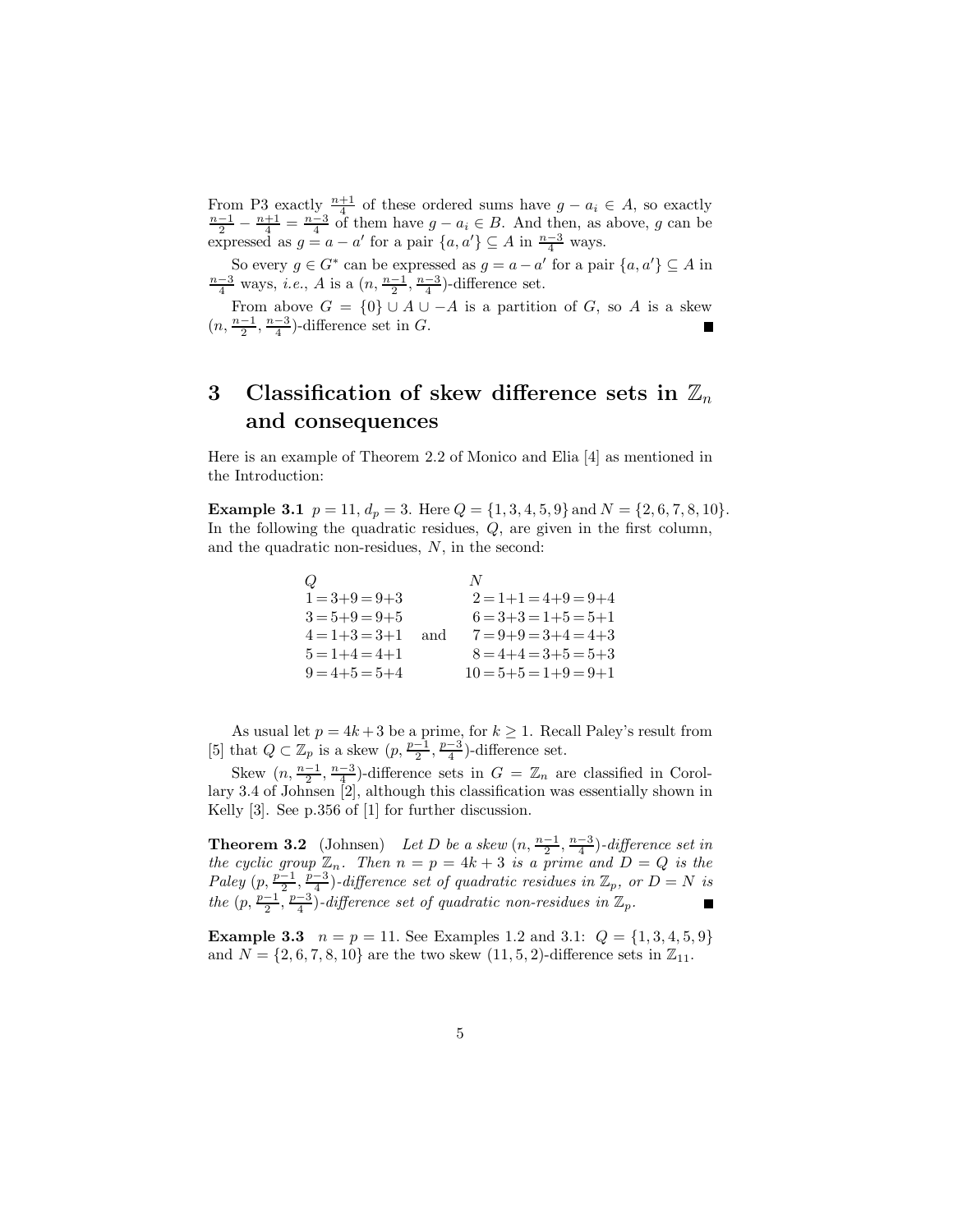From P3 exactly $\frac{n+1}{4}$ of these ordered sums have $g - a_i \in A$, so exactly $\frac{n-1}{2} - \frac{n+1}{4} = \frac{n-3}{4}$ of them have $g - a_i \in B$. And then, as above, $g$ can be expressed as $g = a - a'$ for a pair $\{a, a'\} \subseteq A$ in $\frac{n-3}{4}$ ways.

So every $g \in G^*$ can be expressed as $g = a - a'$ for a pair $\{a, a'\} \subseteq A$ in $\frac{n-3}{4}$ ways, *i.e.*, $A$ is a $(n, \frac{n-1}{2}, \frac{n-3}{4})$-difference set.

From above $G = \{0\} \cup A \cup -A$ is a partition of $G$, so $A$ is a skew $(n, \frac{n-1}{2}, \frac{n-3}{4})$-difference set in $G$. ∎

# 3 Classification of skew difference sets in $\mathbb{Z}_n$ and consequences

Here is an example of Theorem 2.2 of Monico and Elia [4] as mentioned in the Introduction:

**Example 3.1** $p = 11$, $d_p = 3$. Here $Q = \{1, 3, 4, 5, 9\}$ and $N = \{2, 6, 7, 8, 10\}$. In the following the quadratic residues, $Q$, are given in the first column, and the quadratic non-residues, $N$, in the second:

| $Q$ | | $N$ |
|---|---|---|
| $1 = 3+9 = 9+3$ | | $2 = 1+1 = 4+9 = 9+4$ |
| $3 = 5+9 = 9+5$ | | $6 = 3+3 = 1+5 = 5+1$ |
| $4 = 1+3 = 3+1$ | and | $7 = 9+9 = 3+4 = 4+3$ |
| $5 = 1+4 = 4+1$ | | $8 = 4+4 = 3+5 = 5+3$ |
| $9 = 4+5 = 5+4$ | | $10 = 5+5 = 1+9 = 9+1$ |

As usual let $p = 4k + 3$ be a prime, for $k \geq 1$. Recall Paley's result from [5] that $Q \subset \mathbb{Z}_p$ is a skew $(p, \frac{p-1}{2}, \frac{p-3}{4})$-difference set.

Skew $(n, \frac{n-1}{2}, \frac{n-3}{4})$-difference sets in $G = \mathbb{Z}_n$ are classified in Corollary 3.4 of Johnsen [2], although this classification was essentially shown in Kelly [3]. See p.356 of [1] for further discussion.

**Theorem 3.2** (Johnsen) *Let $D$ be a skew $(n, \frac{n-1}{2}, \frac{n-3}{4})$-difference set in the cyclic group $\mathbb{Z}_n$. Then $n = p = 4k + 3$ is a prime and $D = Q$ is the Paley $(p, \frac{p-1}{2}, \frac{p-3}{4})$-difference set of quadratic residues in $\mathbb{Z}_p$, or $D = N$ is the $(p, \frac{p-1}{2}, \frac{p-3}{4})$-difference set of quadratic non-residues in $\mathbb{Z}_p$.* ∎

**Example 3.3** $n = p = 11$. See Examples 1.2 and 3.1: $Q = \{1, 3, 4, 5, 9\}$ and $N = \{2, 6, 7, 8, 10\}$ are the two skew $(11, 5, 2)$-difference sets in $\mathbb{Z}_{11}$.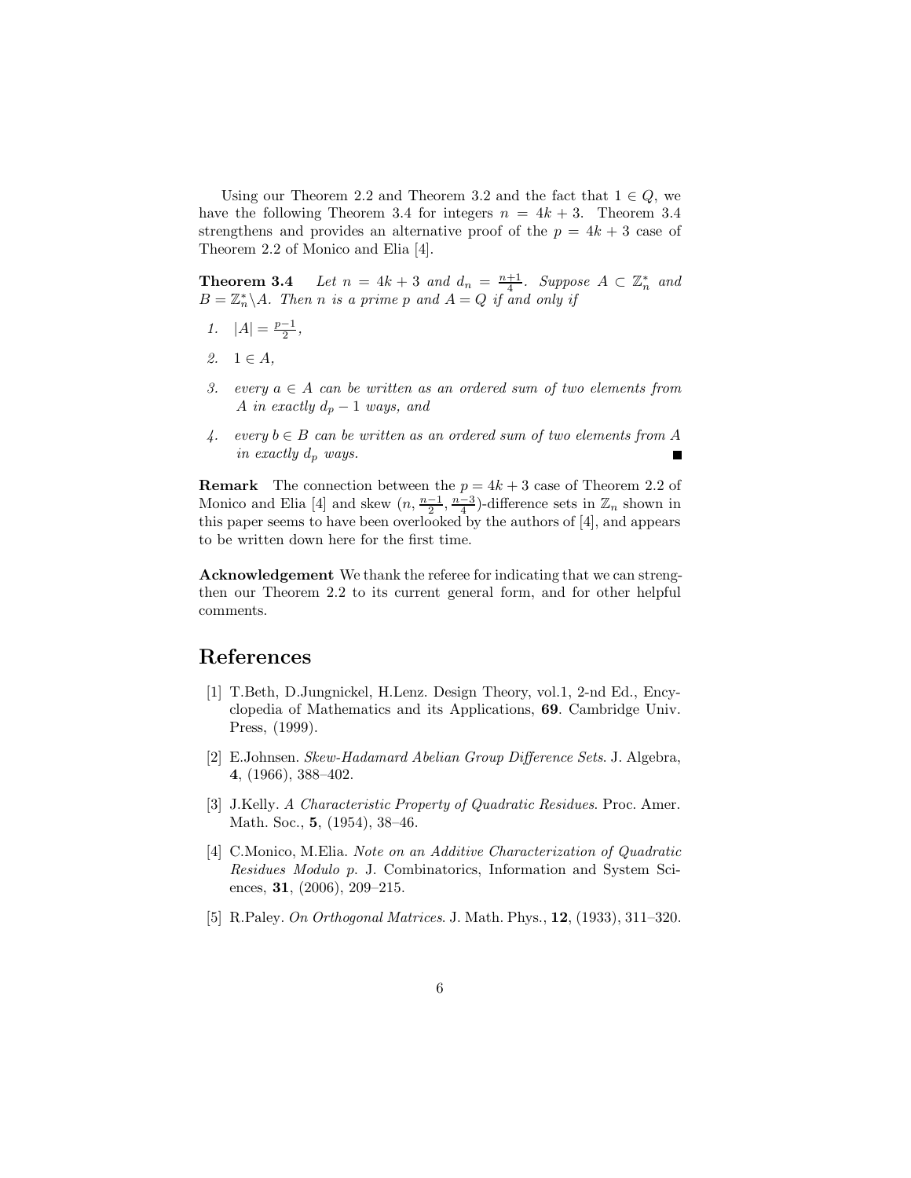Using our Theorem 2.2 and Theorem 3.2 and the fact that $1 \in Q$, we have the following Theorem 3.4 for integers $n = 4k + 3$. Theorem 3.4 strengthens and provides an alternative proof of the $p = 4k + 3$ case of Theorem 2.2 of Monico and Elia [4].

**Theorem 3.4** *Let $n = 4k + 3$ and $d_n = \frac{n+1}{4}$. Suppose $A \subset \mathbb{Z}_n^*$ and $B = \mathbb{Z}_n^* \backslash A$. Then $n$ is a prime $p$ and $A = Q$ if and only if*

1. $|A| = \frac{p-1}{2}$,
2. $1 \in A$,
3. *every $a \in A$ can be written as an ordered sum of two elements from $A$ in exactly $d_p - 1$ ways, and*
4. *every $b \in B$ can be written as an ordered sum of two elements from $A$ in exactly $d_p$ ways.* ■

**Remark** The connection between the $p = 4k + 3$ case of Theorem 2.2 of Monico and Elia [4] and skew $(n, \frac{n-1}{2}, \frac{n-3}{4})$-difference sets in $\mathbb{Z}_n$ shown in this paper seems to have been overlooked by the authors of [4], and appears to be written down here for the first time.

**Acknowledgement** We thank the referee for indicating that we can strengthen our Theorem 2.2 to its current general form, and for other helpful comments.

# References

[1] T.Beth, D.Jungnickel, H.Lenz. Design Theory, vol.1, 2-nd Ed., Encyclopedia of Mathematics and its Applications, **69**. Cambridge Univ. Press, (1999).

[2] E.Johnsen. *Skew-Hadamard Abelian Group Difference Sets*. J. Algebra, **4**, (1966), 388–402.

[3] J.Kelly. *A Characteristic Property of Quadratic Residues*. Proc. Amer. Math. Soc., **5**, (1954), 38–46.

[4] C.Monico, M.Elia. *Note on an Additive Characterization of Quadratic Residues Modulo p*. J. Combinatorics, Information and System Sciences, **31**, (2006), 209–215.

[5] R.Paley. *On Orthogonal Matrices*. J. Math. Phys., **12**, (1933), 311–320.